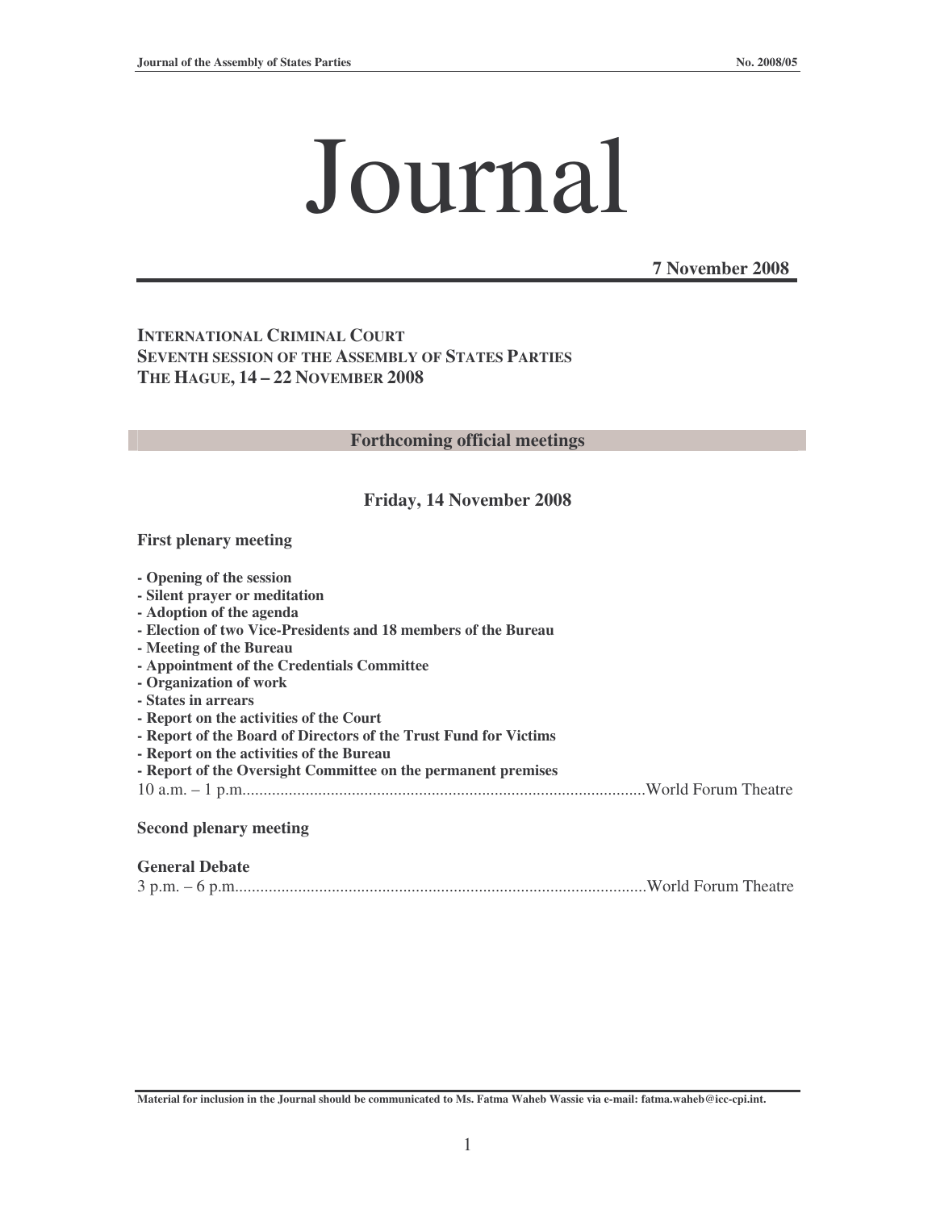# Journal

**7 November 2008**

**INTERNATIONAL CRIMINAL COURT**
**SEVENTH SESSION OF THE ASSEMBLY OF STATES PARTIES**
**THE HAGUE, 14 – 22 NOVEMBER 2008**

## Forthcoming official meetings

### Friday, 14 November 2008

**First plenary meeting**

**- Opening of the session**
**- Silent prayer or meditation**
**- Adoption of the agenda**
**- Election of two Vice-Presidents and 18 members of the Bureau**
**- Meeting of the Bureau**
**- Appointment of the Credentials Committee**
**- Organization of work**
**- States in arrears**
**- Report on the activities of the Court**
**- Report of the Board of Directors of the Trust Fund for Victims**
**- Report on the activities of the Bureau**
**- Report of the Oversight Committee on the permanent premises**

10 a.m. – 1 p.m. ........................................ World Forum Theatre

**Second plenary meeting**

**General Debate**

3 p.m. – 6 p.m. ........................................ World Forum Theatre

Material for inclusion in the Journal should be communicated to Ms. Fatma Waheb Wassie via e-mail: fatma.waheb@icc-cpi.int.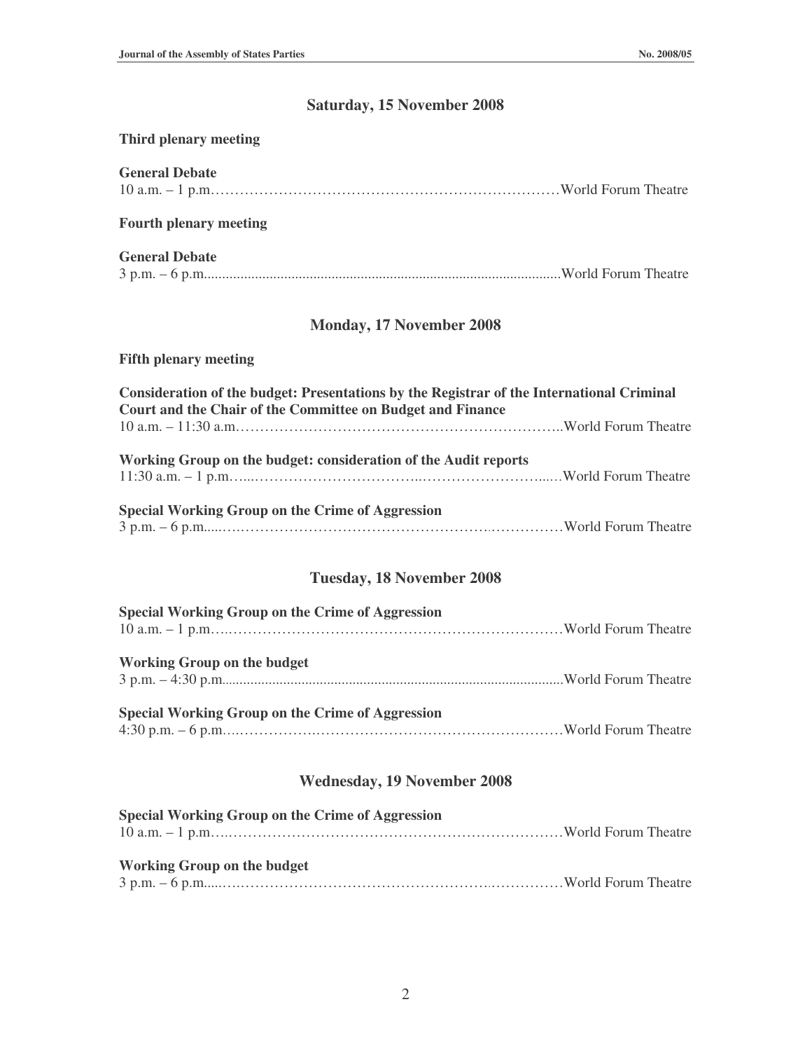## Saturday, 15 November 2008

**Third plenary meeting**

**General Debate**
10 a.m. – 1 p.m.……………………………………………………………World Forum Theatre

**Fourth plenary meeting**

**General Debate**
3 p.m. – 6 p.m...........................................................................................World Forum Theatre

## Monday, 17 November 2008

**Fifth plenary meeting**

**Consideration of the budget: Presentations by the Registrar of the International Criminal Court and the Chair of the Committee on Budget and Finance**
10 a.m. – 11:30 a.m…………………………………………………………..World Forum Theatre

**Working Group on the budget: consideration of the Audit reports**
11:30 a.m. – 1 p.m…...……………………………..………………………...…World Forum Theatre

**Special Working Group on the Crime of Aggression**
3 p.m. – 6 p.m.....…..………………………………………….……………World Forum Theatre

## Tuesday, 18 November 2008

**Special Working Group on the Crime of Aggression**
10 a.m. – 1 p.m….……………………………………………………………World Forum Theatre

**Working Group on the budget**
3 p.m. – 4:30 p.m...........................................................................................World Forum Theatre

**Special Working Group on the Crime of Aggression**
4:30 p.m. – 6 p.m….……………….……………………………………………World Forum Theatre

## Wednesday, 19 November 2008

**Special Working Group on the Crime of Aggression**
10 a.m. – 1 p.m….……………………………………………………………World Forum Theatre

**Working Group on the budget**
3 p.m. – 6 p.m.....…..………………………………………….……………World Forum Theatre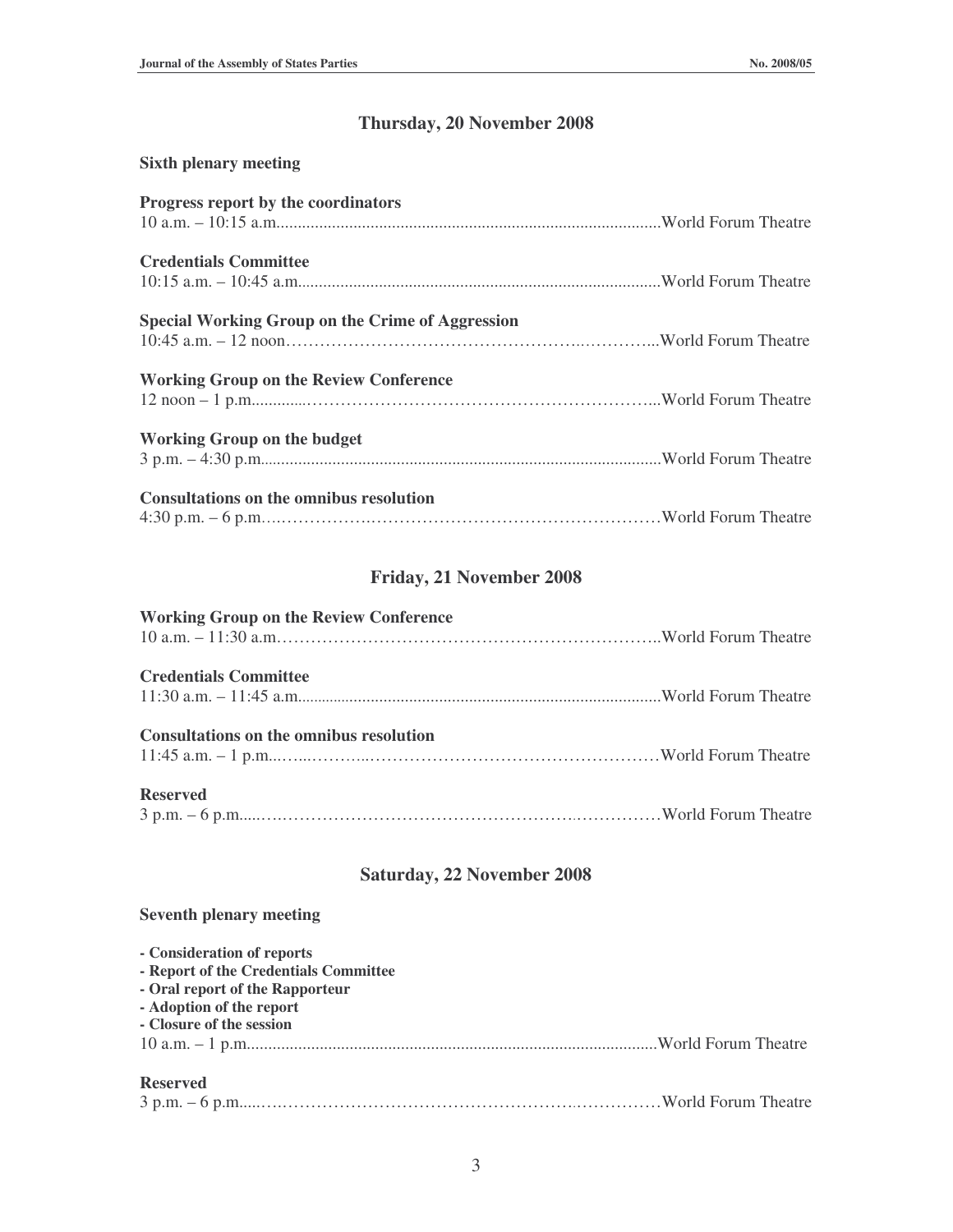## Thursday, 20 November 2008

**Sixth plenary meeting**

**Progress report by the coordinators**
10 a.m. – 10:15 a.m. ........................................................................................World Forum Theatre

**Credentials Committee**
10:15 a.m. – 10:45 a.m. ...................................................................................World Forum Theatre

**Special Working Group on the Crime of Aggression**
10:45 a.m. – 12 noon………………………………………………..…………..World Forum Theatre

**Working Group on the Review Conference**
12 noon – 1 p.m............…………………………………………………………...World Forum Theatre

**Working Group on the budget**
3 p.m. – 4:30 p.m. ..........................................................................................World Forum Theatre

**Consultations on the omnibus resolution**
4:30 p.m. – 6 p.m.….…………….……………………………………………World Forum Theatre

## Friday, 21 November 2008

**Working Group on the Review Conference**
10 a.m. – 11:30 a.m.…………………………………………………………..World Forum Theatre

**Credentials Committee**
11:30 a.m. – 11:45 a.m. ...................................................................................World Forum Theatre

**Consultations on the omnibus resolution**
11:45 a.m. – 1 p.m...…...……...……………………………………………World Forum Theatre

**Reserved**
3 p.m. – 6 p.m.....………………………………………………….……………World Forum Theatre

## Saturday, 22 November 2008

**Seventh plenary meeting**

- **Consideration of reports**
- **Report of the Credentials Committee**
- **Oral report of the Rapporteur**
- **Adoption of the report**
- **Closure of the session**

10 a.m. – 1 p.m. ..............................................................................................World Forum Theatre

**Reserved**
3 p.m. – 6 p.m.....………………………………………………….……………World Forum Theatre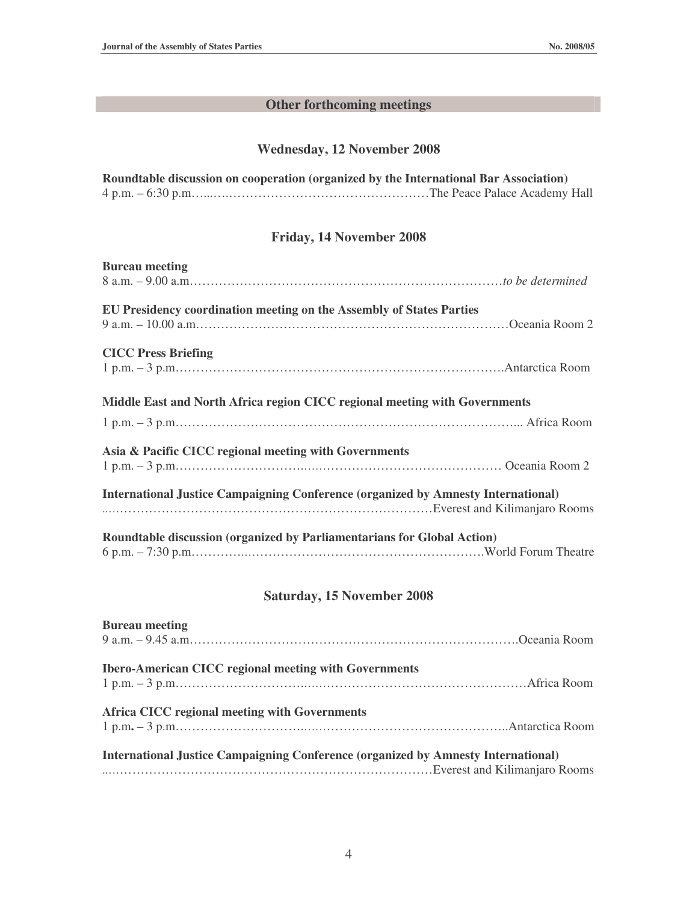## Other forthcoming meetings

### Wednesday, 12 November 2008

**Roundtable discussion on cooperation (organized by the International Bar Association)**
4 p.m. – 6:30 p.m.…...….…………………………………………The Peace Palace Academy Hall

### Friday, 14 November 2008

**Bureau meeting**
8 a.m. – 9.00 a.m…………………………………………………………………*to be determined*

**EU Presidency coordination meeting on the Assembly of States Parties**
9 a.m. – 10.00 a.m…………………………………………………………………Oceania Room 2

**CICC Press Briefing**
1 p.m. – 3 p.m……………………………………………………………………….Antarctica Room

**Middle East and North Africa region CICC regional meeting with Governments**
1 p.m. – 3 p.m…………………………………………………………………….... Africa Room

**Asia & Pacific CICC regional meeting with Governments**
1 p.m. – 3 p.m…………………………..….…………………………………… Oceania Room 2

**International Justice Campaigning Conference (organized by Amnesty International)**
...……………………………………………………………………Everest and Kilimanjaro Rooms

**Roundtable discussion (organized by Parliamentarians for Global Action)**
6 p.m. – 7:30 p.m…………..…………………………………………………….World Forum Theatre

### Saturday, 15 November 2008

**Bureau meeting**
9 a.m. – 9.45 a.m……………………………………………………………………….Oceania Room

**Ibero-American CICC regional meeting with Governments**
1 p.m. – 3 p.m…………………………....……………………………………………Africa Room

**Africa CICC regional meeting with Governments**
1 p.m**.** – 3 p.m…………………………..….……………………………………..Antarctica Room

**International Justice Campaigning Conference (organized by Amnesty International)**
...……………………………………………………………………Everest and Kilimanjaro Rooms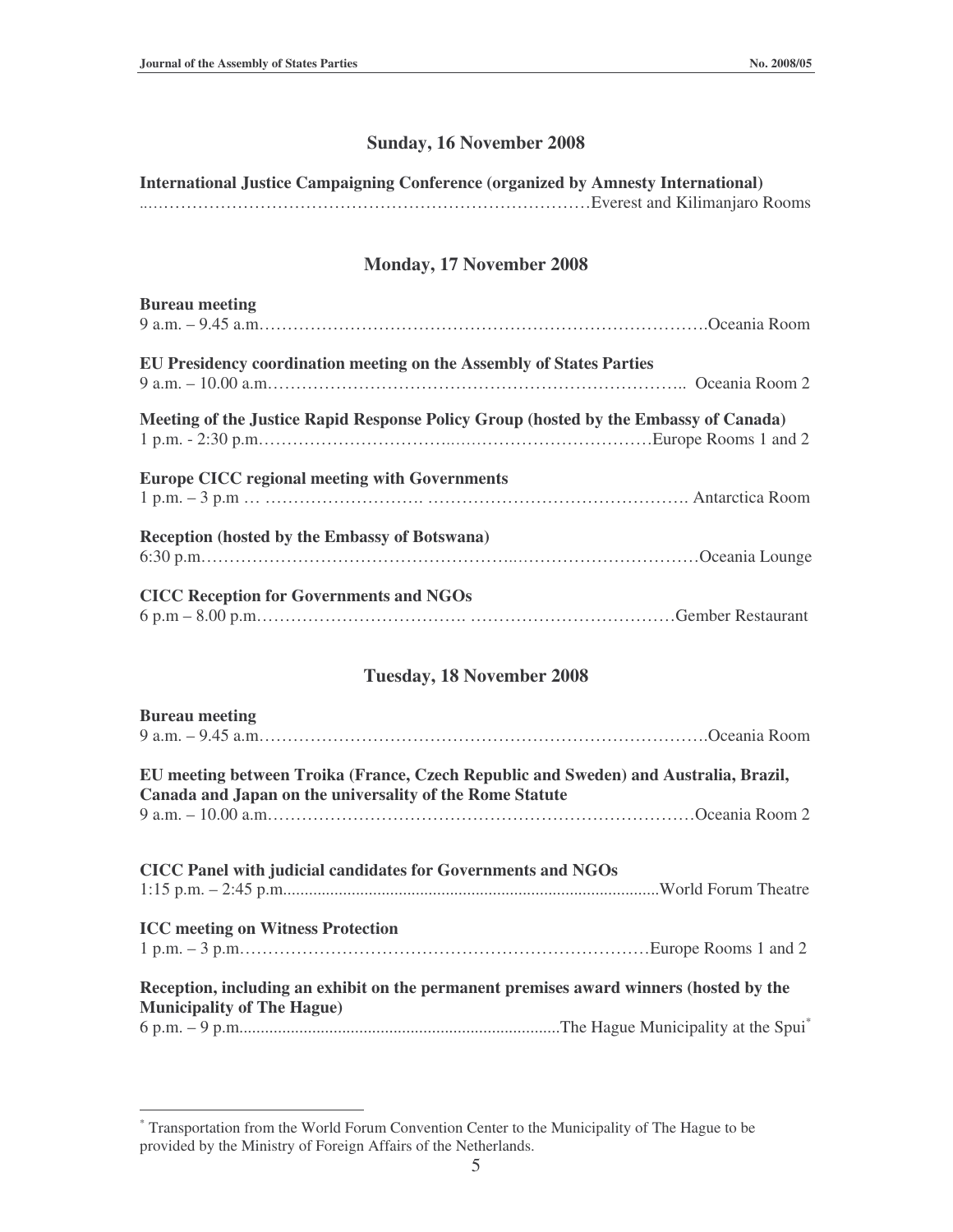## Sunday, 16 November 2008

**International Justice Campaigning Conference (organized by Amnesty International)**
……………………………………………………………………………Everest and Kilimanjaro Rooms

## Monday, 17 November 2008

**Bureau meeting**
9 a.m. – 9.45 a.m………………………………………………………………………….Oceania Room

**EU Presidency coordination meeting on the Assembly of States Parties**
9 a.m. – 10.00 a.m……………………………………………………………….. Oceania Room 2

**Meeting of the Justice Rapid Response Policy Group (hosted by the Embassy of Canada)**
1 p.m. - 2:30 p.m……………………………..…………………………….Europe Rooms 1 and 2

**Europe CICC regional meeting with Governments**
1 p.m. – 3 p.m … ………………………. ………………………………………. Antarctica Room

**Reception (hosted by the Embassy of Botswana)**
6:30 p.m……………………………………………..……………………………Oceania Lounge

**CICC Reception for Governments and NGOs**
6 p.m – 8.00 p.m……………………………. ………………………………Gember Restaurant

## Tuesday, 18 November 2008

**Bureau meeting**
9 a.m. – 9.45 a.m………………………………………………………………………….Oceania Room

**EU meeting between Troika (France, Czech Republic and Sweden) and Australia, Brazil, Canada and Japan on the universality of the Rome Statute**
9 a.m. – 10.00 a.m…………………………………………………………………Oceania Room 2

**CICC Panel with judicial candidates for Governments and NGOs**
1:15 p.m. – 2:45 p.m.......................................................................................World Forum Theatre

**ICC meeting on Witness Protection**
1 p.m. – 3 p.m………………………………………………………………Europe Rooms 1 and 2

**Reception, including an exhibit on the permanent premises award winners (hosted by the Municipality of The Hague)**
6 p.m. – 9 p.m...........................................................................The Hague Municipality at the Spui*

---

* Transportation from the World Forum Convention Center to the Municipality of The Hague to be provided by the Ministry of Foreign Affairs of the Netherlands.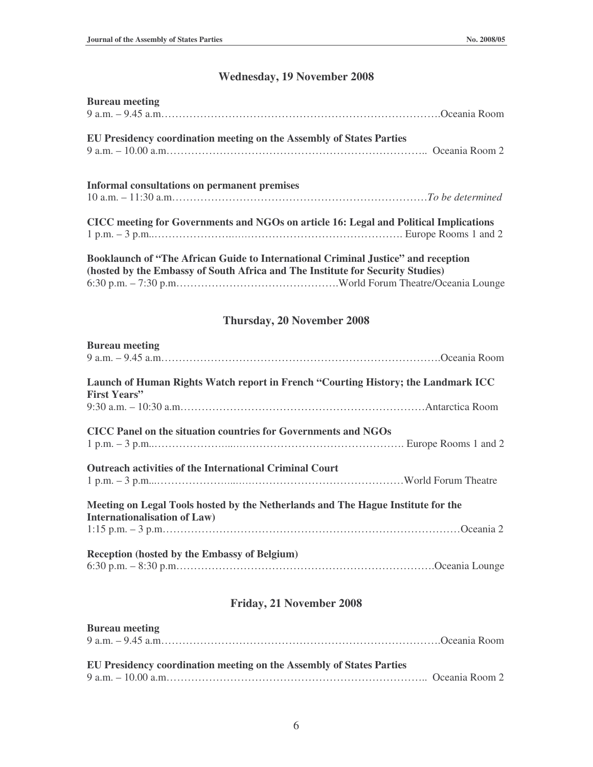## Wednesday, 19 November 2008

**Bureau meeting**
9 a.m. – 9.45 a.m.……………………………………………………………………….Oceania Room

**EU Presidency coordination meeting on the Assembly of States Parties**
9 a.m. – 10.00 a.m.………………………………………………………………….. Oceania Room 2

**Informal consultations on permanent premises**
10 a.m. – 11:30 a.m.………………………………………………………………*To be determined*

**CICC meeting for Governments and NGOs on article 16: Legal and Political Implications**
1 p.m. – 3 p.m..…………………..….……………………………………. Europe Rooms 1 and 2

**Booklaunch of "The African Guide to International Criminal Justice" and reception (hosted by the Embassy of South Africa and The Institute for Security Studies)**
6:30 p.m. – 7:30 p.m……………………………………….World Forum Theatre/Oceania Lounge

## Thursday, 20 November 2008

**Bureau meeting**
9 a.m. – 9.45 a.m.……………………………………………………………………….Oceania Room

**Launch of Human Rights Watch report in French "Courting History; the Landmark ICC First Years"**
9:30 a.m. – 10:30 a.m.……………………………………………………………Antarctica Room

**CICC Panel on the situation countries for Governments and NGOs**
1 p.m. – 3 p.m..…………………....……………………………………. Europe Rooms 1 and 2

**Outreach activities of the International Criminal Court**
1 p.m. – 3 p.m...…………………...………………………………………World Forum Theatre

**Meeting on Legal Tools hosted by the Netherlands and The Hague Institute for the Internationalisation of Law)**
1:15 p.m. – 3 p.m.…………………………………………………………………………Oceania 2

**Reception (hosted by the Embassy of Belgium)**
6:30 p.m. – 8:30 p.m…………………………………………………………………Oceania Lounge

## Friday, 21 November 2008

**Bureau meeting**
9 a.m. – 9.45 a.m.……………………………………………………………………….Oceania Room

**EU Presidency coordination meeting on the Assembly of States Parties**
9 a.m. – 10.00 a.m.………………………………………………………………….. Oceania Room 2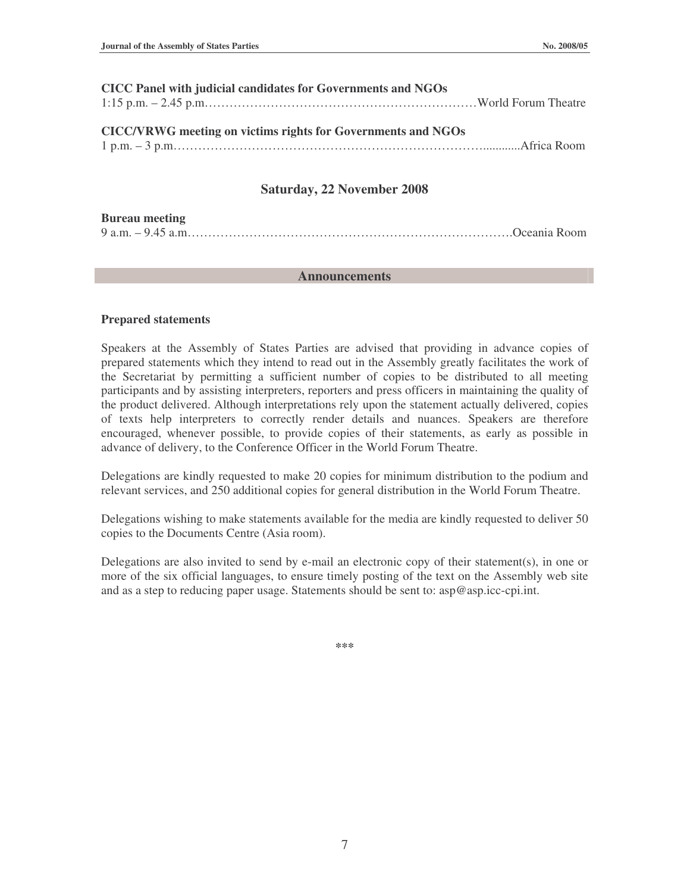**CICC Panel with judicial candidates for Governments and NGOs**

1:15 p.m. – 2.45 p.m………………………………………………………………World Forum Theatre

**CICC/VRWG meeting on victims rights for Governments and NGOs**

1 p.m. – 3 p.m………………………………………………………………………............Africa Room

## Saturday, 22 November 2008

**Bureau meeting**

9 a.m. – 9.45 a.m……………………………………………………………………….Oceania Room

## Announcements

**Prepared statements**

Speakers at the Assembly of States Parties are advised that providing in advance copies of prepared statements which they intend to read out in the Assembly greatly facilitates the work of the Secretariat by permitting a sufficient number of copies to be distributed to all meeting participants and by assisting interpreters, reporters and press officers in maintaining the quality of the product delivered. Although interpretations rely upon the statement actually delivered, copies of texts help interpreters to correctly render details and nuances. Speakers are therefore encouraged, whenever possible, to provide copies of their statements, as early as possible in advance of delivery, to the Conference Officer in the World Forum Theatre.

Delegations are kindly requested to make 20 copies for minimum distribution to the podium and relevant services, and 250 additional copies for general distribution in the World Forum Theatre.

Delegations wishing to make statements available for the media are kindly requested to deliver 50 copies to the Documents Centre (Asia room).

Delegations are also invited to send by e-mail an electronic copy of their statement(s), in one or more of the six official languages, to ensure timely posting of the text on the Assembly web site and as a step to reducing paper usage. Statements should be sent to: asp@asp.icc-cpi.int.

***